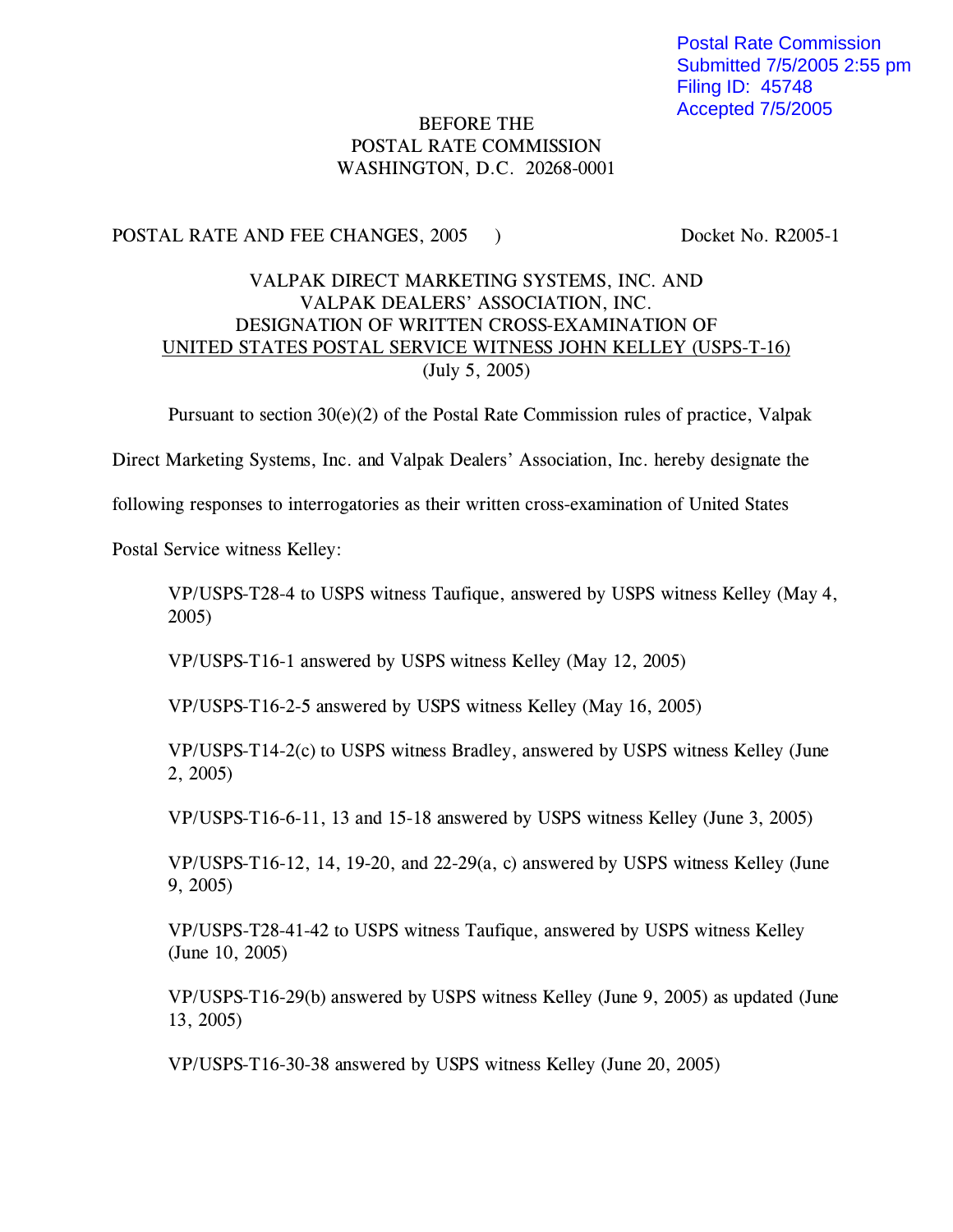Postal Rate Commission
Submitted 7/5/2005 2:55 pm
Filing ID: 45748
Accepted 7/5/2005

BEFORE THE
POSTAL RATE COMMISSION
WASHINGTON, D.C. 20268-0001

POSTAL RATE AND FEE CHANGES, 2005 ) Docket No. R2005-1

VALPAK DIRECT MARKETING SYSTEMS, INC. AND
VALPAK DEALERS' ASSOCIATION, INC.
DESIGNATION OF WRITTEN CROSS-EXAMINATION OF
UNITED STATES POSTAL SERVICE WITNESS JOHN KELLEY (USPS-T-16)
(July 5, 2005)

Pursuant to section 30(e)(2) of the Postal Rate Commission rules of practice, Valpak Direct Marketing Systems, Inc. and Valpak Dealers' Association, Inc. hereby designate the following responses to interrogatories as their written cross-examination of United States Postal Service witness Kelley:

VP/USPS-T28-4 to USPS witness Taufique, answered by USPS witness Kelley (May 4, 2005)

VP/USPS-T16-1 answered by USPS witness Kelley (May 12, 2005)

VP/USPS-T16-2-5 answered by USPS witness Kelley (May 16, 2005)

VP/USPS-T14-2(c) to USPS witness Bradley, answered by USPS witness Kelley (June 2, 2005)

VP/USPS-T16-6-11, 13 and 15-18 answered by USPS witness Kelley (June 3, 2005)

VP/USPS-T16-12, 14, 19-20, and 22-29(a, c) answered by USPS witness Kelley (June 9, 2005)

VP/USPS-T28-41-42 to USPS witness Taufique, answered by USPS witness Kelley (June 10, 2005)

VP/USPS-T16-29(b) answered by USPS witness Kelley (June 9, 2005) as updated (June 13, 2005)

VP/USPS-T16-30-38 answered by USPS witness Kelley (June 20, 2005)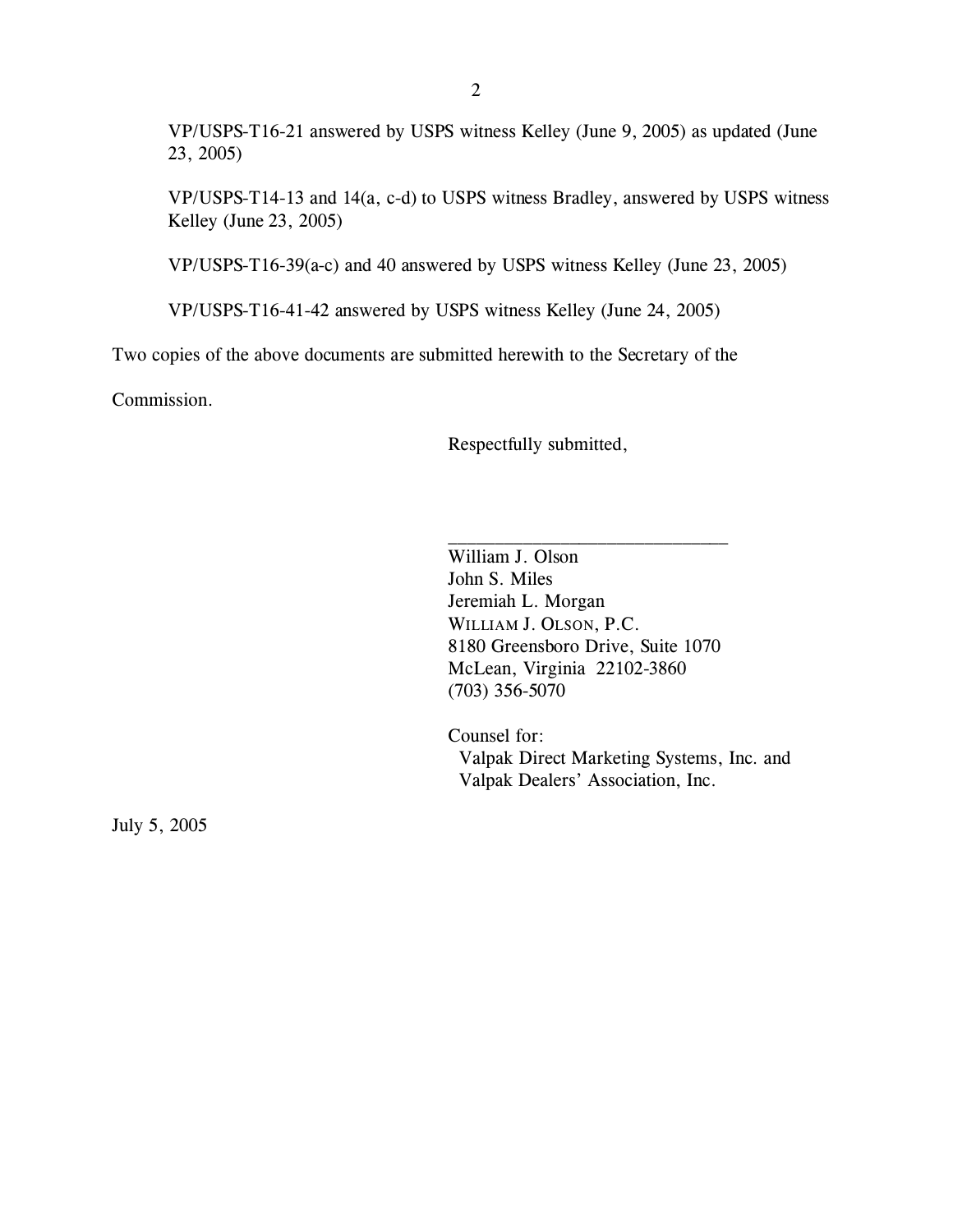VP/USPS-T16-21 answered by USPS witness Kelley (June 9, 2005) as updated (June 23, 2005)

VP/USPS-T14-13 and 14(a, c-d) to USPS witness Bradley, answered by USPS witness Kelley (June 23, 2005)

VP/USPS-T16-39(a-c) and 40 answered by USPS witness Kelley (June 23, 2005)

VP/USPS-T16-41-42 answered by USPS witness Kelley (June 24, 2005)

Two copies of the above documents are submitted herewith to the Secretary of the Commission.

Respectfully submitted,

______________________________

William J. Olson
John S. Miles
Jeremiah L. Morgan
WILLIAM J. OLSON, P.C.
8180 Greensboro Drive, Suite 1070
McLean, Virginia 22102-3860
(703) 356-5070

Counsel for:
Valpak Direct Marketing Systems, Inc. and
Valpak Dealers' Association, Inc.

July 5, 2005